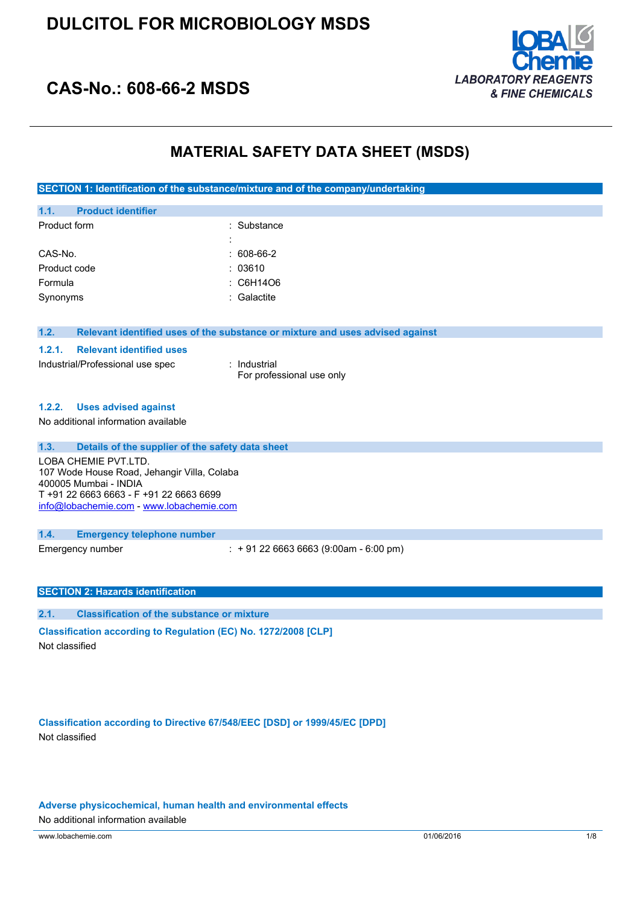# DULCITOL FOR MICROBIOLOGY MSDS

## CAS-No.: 608-66-2 MSDS

LOBA Chemie
LABORATORY REAGENTS & FINE CHEMICALS

# MATERIAL SAFETY DATA SHEET (MSDS)

## SECTION 1: Identification of the substance/mixture and of the company/undertaking

### 1.1. Product identifier

| | |
|---|---|
| Product form | : Substance |
| | : |
| CAS-No. | : 608-66-2 |
| Product code | : 03610 |
| Formula | : $C_6H_{14}O_6$ |
| Synonyms | : Galactite |

### 1.2. Relevant identified uses of the substance or mixture and uses advised against

#### 1.2.1. Relevant identified uses

| | |
|---|---|
| Industrial/Professional use spec | : Industrial<br>For professional use only |

#### 1.2.2. Uses advised against

No additional information available

### 1.3. Details of the supplier of the safety data sheet

LOBA CHEMIE PVT.LTD.
107 Wode House Road, Jehangir Villa, Colaba
400005 Mumbai - INDIA
T +91 22 6663 6663 - F +91 22 6663 6699
info@lobachemie.com - www.lobachemie.com

### 1.4. Emergency telephone number

| | |
|---|---|
| Emergency number | : + 91 22 6663 6663 (9:00am - 6:00 pm) |

## SECTION 2: Hazards identification

### 2.1. Classification of the substance or mixture

**Classification according to Regulation (EC) No. 1272/2008 [CLP]**

Not classified

**Classification according to Directive 67/548/EEC [DSD] or 1999/45/EC [DPD]**

Not classified

**Adverse physicochemical, human health and environmental effects**

No additional information available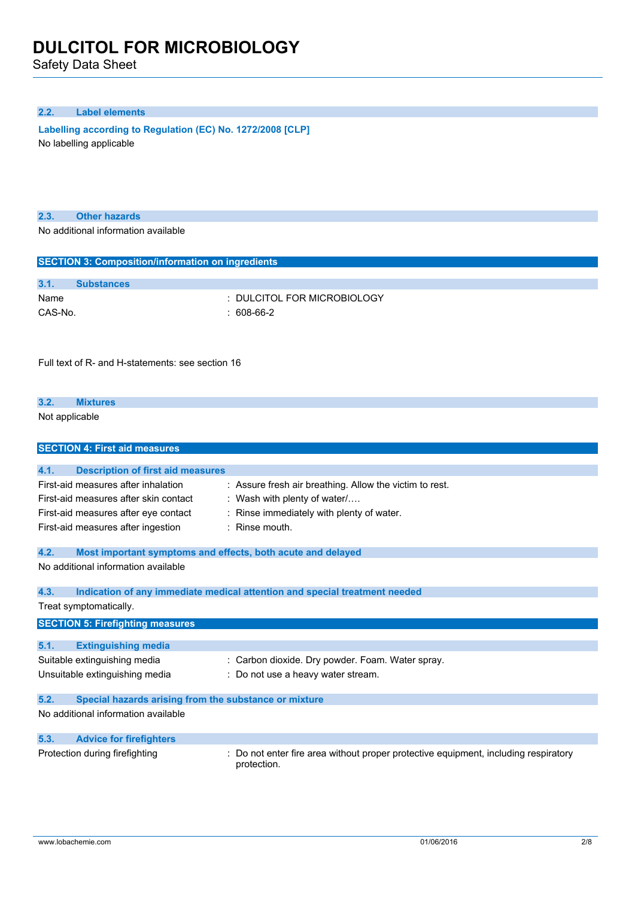### 2.2. Label elements

**Labelling according to Regulation (EC) No. 1272/2008 [CLP]**

No labelling applicable

### 2.3. Other hazards

No additional information available

## SECTION 3: Composition/information on ingredients

### 3.1. Substances

| | |
|---|---|
| Name | : DULCITOL FOR MICROBIOLOGY |
| CAS-No. | : 608-66-2 |

Full text of R- and H-statements: see section 16

### 3.2. Mixtures

Not applicable

## SECTION 4: First aid measures

### 4.1. Description of first aid measures

| | |
|---|---|
| First-aid measures after inhalation | : Assure fresh air breathing. Allow the victim to rest. |
| First-aid measures after skin contact | : Wash with plenty of water/…. |
| First-aid measures after eye contact | : Rinse immediately with plenty of water. |
| First-aid measures after ingestion | : Rinse mouth. |

### 4.2. Most important symptoms and effects, both acute and delayed

No additional information available

### 4.3. Indication of any immediate medical attention and special treatment needed

Treat symptomatically.

## SECTION 5: Firefighting measures

### 5.1. Extinguishing media

| | |
|---|---|
| Suitable extinguishing media | : Carbon dioxide. Dry powder. Foam. Water spray. |
| Unsuitable extinguishing media | : Do not use a heavy water stream. |

### 5.2. Special hazards arising from the substance or mixture

No additional information available

### 5.3. Advice for firefighters

| | |
|---|---|
| Protection during firefighting | : Do not enter fire area without proper protective equipment, including respiratory protection. |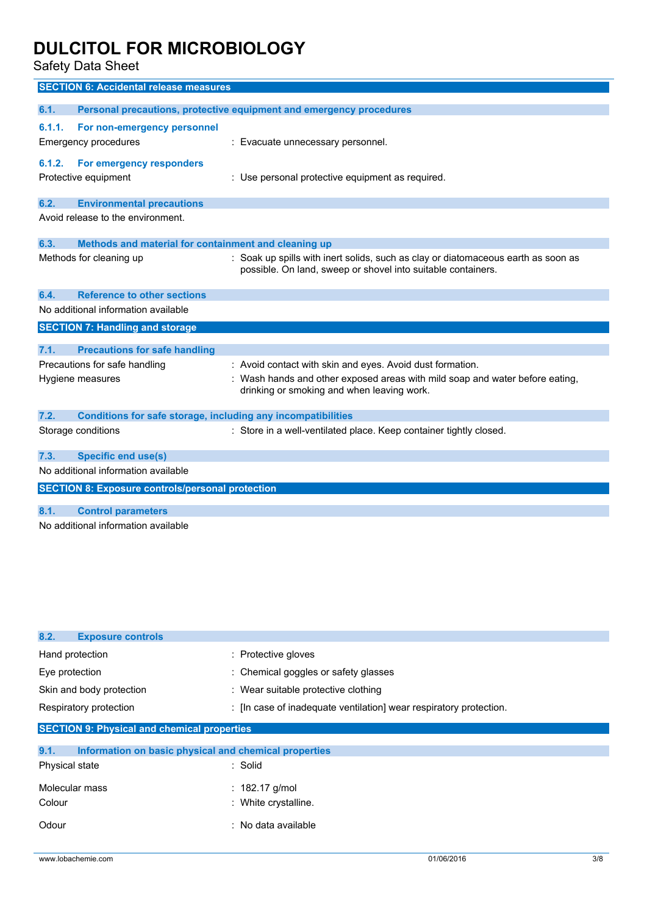## SECTION 6: Accidental release measures

### 6.1. Personal precautions, protective equipment and emergency procedures

#### 6.1.1. For non-emergency personnel

Emergency procedures : Evacuate unnecessary personnel.

#### 6.1.2. For emergency responders

Protective equipment : Use personal protective equipment as required.

### 6.2. Environmental precautions

Avoid release to the environment.

### 6.3. Methods and material for containment and cleaning up

Methods for cleaning up : Soak up spills with inert solids, such as clay or diatomaceous earth as soon as possible. On land, sweep or shovel into suitable containers.

### 6.4. Reference to other sections

No additional information available

## SECTION 7: Handling and storage

### 7.1. Precautions for safe handling

Precautions for safe handling : Avoid contact with skin and eyes. Avoid dust formation.

Hygiene measures : Wash hands and other exposed areas with mild soap and water before eating, drinking or smoking and when leaving work.

### 7.2. Conditions for safe storage, including any incompatibilities

Storage conditions : Store in a well-ventilated place. Keep container tightly closed.

### 7.3. Specific end use(s)

No additional information available

## SECTION 8: Exposure controls/personal protection

### 8.1. Control parameters

No additional information available

### 8.2. Exposure controls

Hand protection : Protective gloves

Eye protection : Chemical goggles or safety glasses

Skin and body protection : Wear suitable protective clothing

Respiratory protection : [In case of inadequate ventilation] wear respiratory protection.

## SECTION 9: Physical and chemical properties

### 9.1. Information on basic physical and chemical properties

Physical state : Solid

Molecular mass : 182.17 g/mol

Colour : White crystalline.

Odour : No data available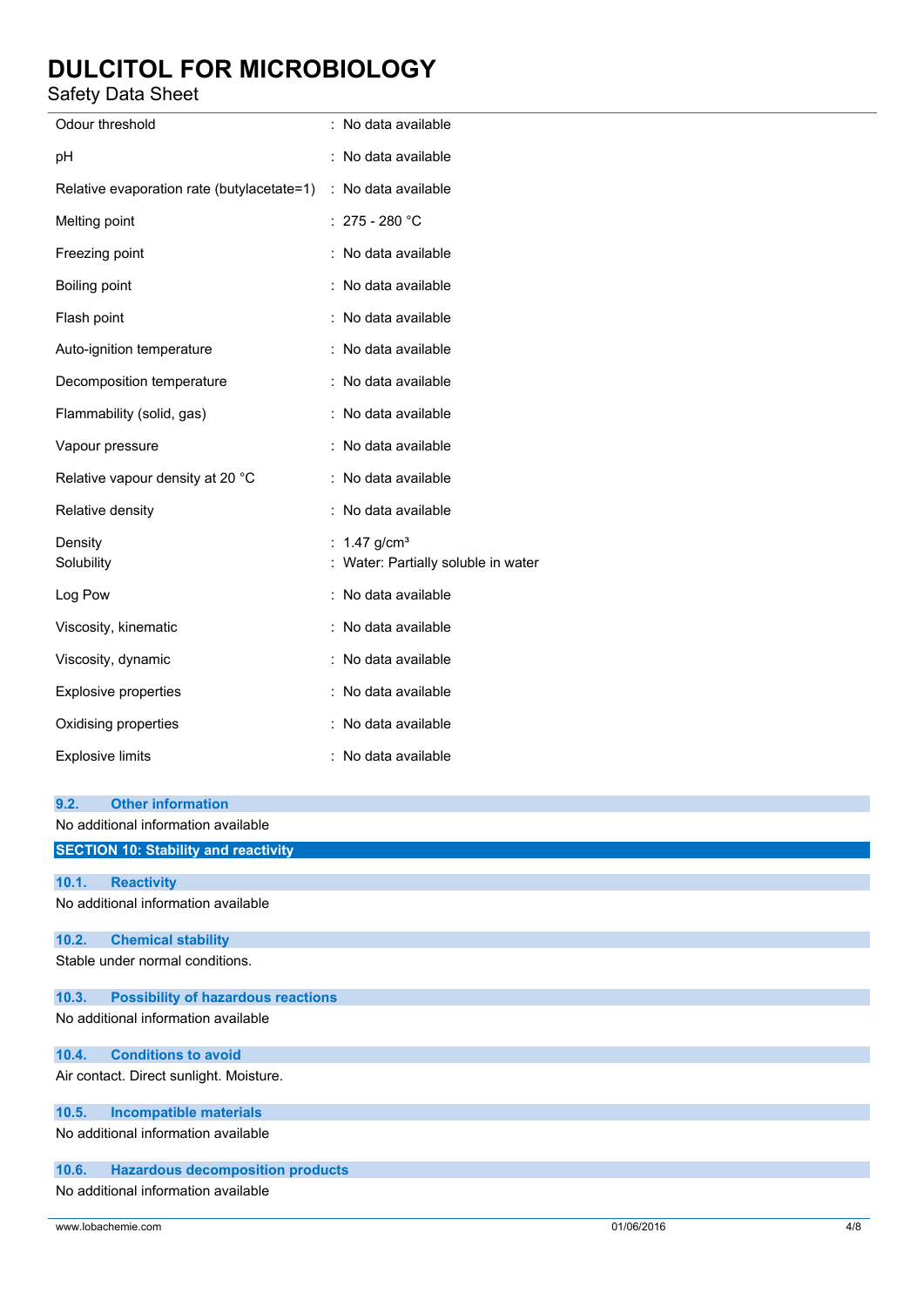| | |
|---|---|
| Odour threshold | : No data available |
| pH | : No data available |
| Relative evaporation rate (butylacetate=1) | : No data available |
| Melting point | : 275 - 280 °C |
| Freezing point | : No data available |
| Boiling point | : No data available |
| Flash point | : No data available |
| Auto-ignition temperature | : No data available |
| Decomposition temperature | : No data available |
| Flammability (solid, gas) | : No data available |
| Vapour pressure | : No data available |
| Relative vapour density at 20 °C | : No data available |
| Relative density | : No data available |
| Density | : 1.47 g/cm³ |
| Solubility | : Water: Partially soluble in water |
| Log Pow | : No data available |
| Viscosity, kinematic | : No data available |
| Viscosity, dynamic | : No data available |
| Explosive properties | : No data available |
| Oxidising properties | : No data available |
| Explosive limits | : No data available |

### 9.2. Other information

No additional information available

## SECTION 10: Stability and reactivity

### 10.1. Reactivity

No additional information available

### 10.2. Chemical stability

Stable under normal conditions.

### 10.3. Possibility of hazardous reactions

No additional information available

### 10.4. Conditions to avoid

Air contact. Direct sunlight. Moisture.

### 10.5. Incompatible materials

No additional information available

### 10.6. Hazardous decomposition products

No additional information available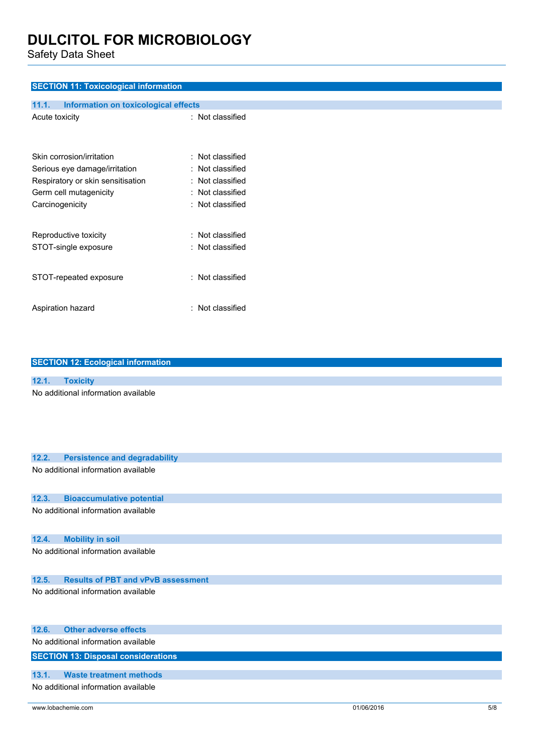## SECTION 11: Toxicological information

### 11.1. Information on toxicological effects

| | |
|---|---|
| Acute toxicity | : Not classified |
| Skin corrosion/irritation | : Not classified |
| Serious eye damage/irritation | : Not classified |
| Respiratory or skin sensitisation | : Not classified |
| Germ cell mutagenicity | : Not classified |
| Carcinogenicity | : Not classified |
| Reproductive toxicity | : Not classified |
| STOT-single exposure | : Not classified |
| STOT-repeated exposure | : Not classified |
| Aspiration hazard | : Not classified |

## SECTION 12: Ecological information

### 12.1. Toxicity

No additional information available

### 12.2. Persistence and degradability

No additional information available

### 12.3. Bioaccumulative potential

No additional information available

### 12.4. Mobility in soil

No additional information available

### 12.5. Results of PBT and vPvB assessment

No additional information available

### 12.6. Other adverse effects

No additional information available

## SECTION 13: Disposal considerations

### 13.1. Waste treatment methods

No additional information available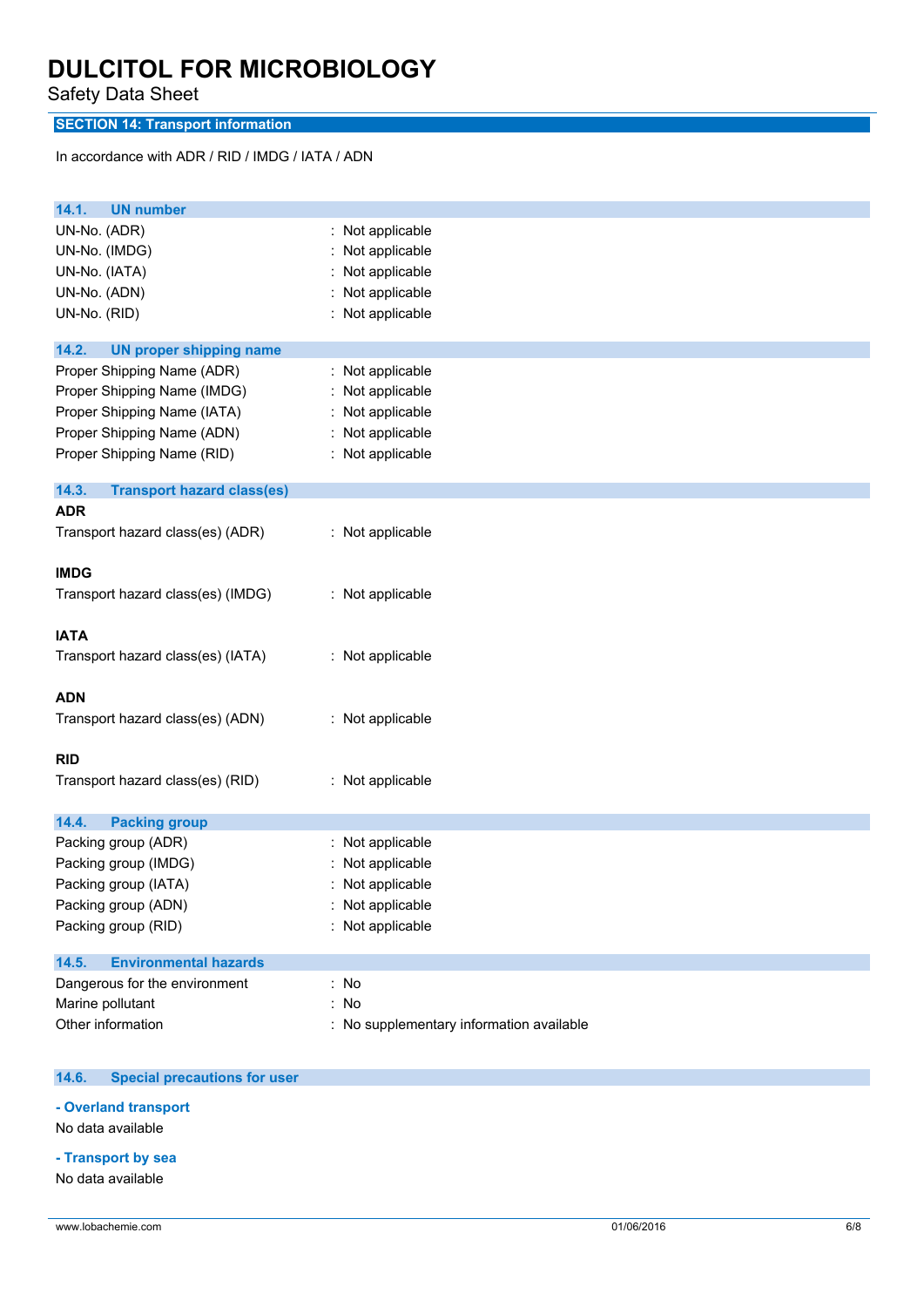# DULCITOL FOR MICROBIOLOGY

Safety Data Sheet

## SECTION 14: Transport information

In accordance with ADR / RID / IMDG / IATA / ADN

### 14.1. UN number

UN-No. (ADR) : Not applicable
UN-No. (IMDG) : Not applicable
UN-No. (IATA) : Not applicable
UN-No. (ADN) : Not applicable
UN-No. (RID) : Not applicable

### 14.2. UN proper shipping name

Proper Shipping Name (ADR) : Not applicable
Proper Shipping Name (IMDG) : Not applicable
Proper Shipping Name (IATA) : Not applicable
Proper Shipping Name (ADN) : Not applicable
Proper Shipping Name (RID) : Not applicable

### 14.3. Transport hazard class(es)

**ADR**

Transport hazard class(es) (ADR) : Not applicable

**IMDG**

Transport hazard class(es) (IMDG) : Not applicable

**IATA**

Transport hazard class(es) (IATA) : Not applicable

**ADN**

Transport hazard class(es) (ADN) : Not applicable

**RID**

Transport hazard class(es) (RID) : Not applicable

### 14.4. Packing group

Packing group (ADR) : Not applicable
Packing group (IMDG) : Not applicable
Packing group (IATA) : Not applicable
Packing group (ADN) : Not applicable
Packing group (RID) : Not applicable

### 14.5. Environmental hazards

Dangerous for the environment : No
Marine pollutant : No
Other information : No supplementary information available

### 14.6. Special precautions for user

**- Overland transport**

No data available

**- Transport by sea**

No data available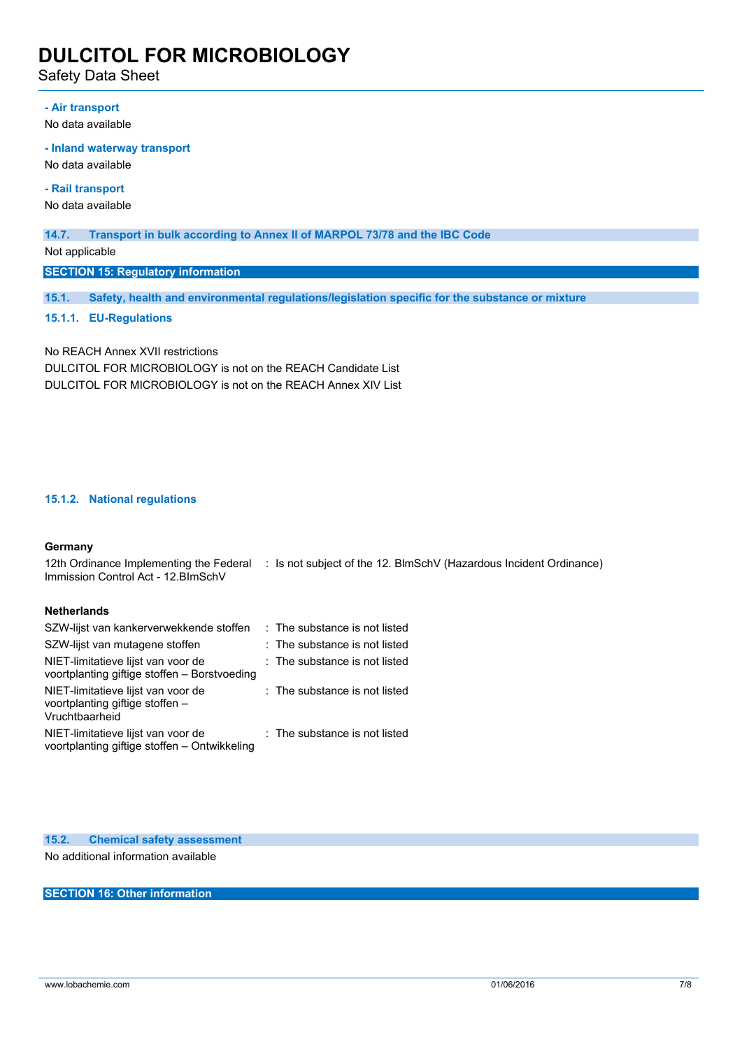**- Air transport**

No data available

**- Inland waterway transport**

No data available

**- Rail transport**

No data available

### 14.7. Transport in bulk according to Annex II of MARPOL 73/78 and the IBC Code

Not applicable

## SECTION 15: Regulatory information

### 15.1. Safety, health and environmental regulations/legislation specific for the substance or mixture

#### 15.1.1. EU-Regulations

No REACH Annex XVII restrictions

DULCITOL FOR MICROBIOLOGY is not on the REACH Candidate List

DULCITOL FOR MICROBIOLOGY is not on the REACH Annex XIV List

#### 15.1.2. National regulations

**Germany**

| | |
|---|---|
| 12th Ordinance Implementing the Federal Immission Control Act - 12.BImSchV | : Is not subject of the 12. BlmSchV (Hazardous Incident Ordinance) |

**Netherlands**

| | |
|---|---|
| SZW-lijst van kankerverwekkende stoffen | : The substance is not listed |
| SZW-lijst van mutagene stoffen | : The substance is not listed |
| NIET-limitatieve lijst van voor de voortplanting giftige stoffen – Borstvoeding | : The substance is not listed |
| NIET-limitatieve lijst van voor de voortplanting giftige stoffen – Vruchtbaarheid | : The substance is not listed |
| NIET-limitatieve lijst van voor de voortplanting giftige stoffen – Ontwikkeling | : The substance is not listed |

### 15.2. Chemical safety assessment

No additional information available

## SECTION 16: Other information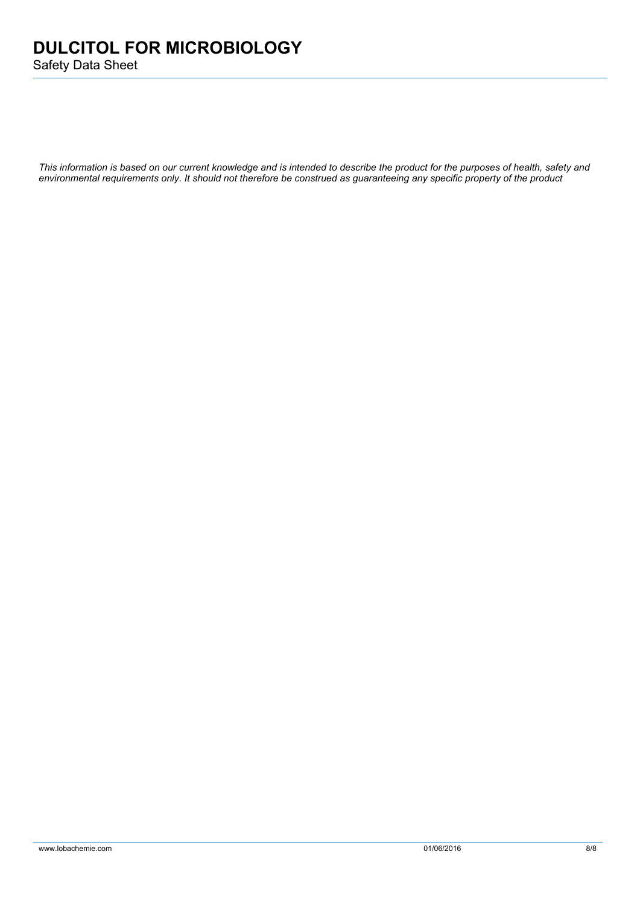*This information is based on our current knowledge and is intended to describe the product for the purposes of health, safety and environmental requirements only. It should not therefore be construed as guaranteeing any specific property of the product*